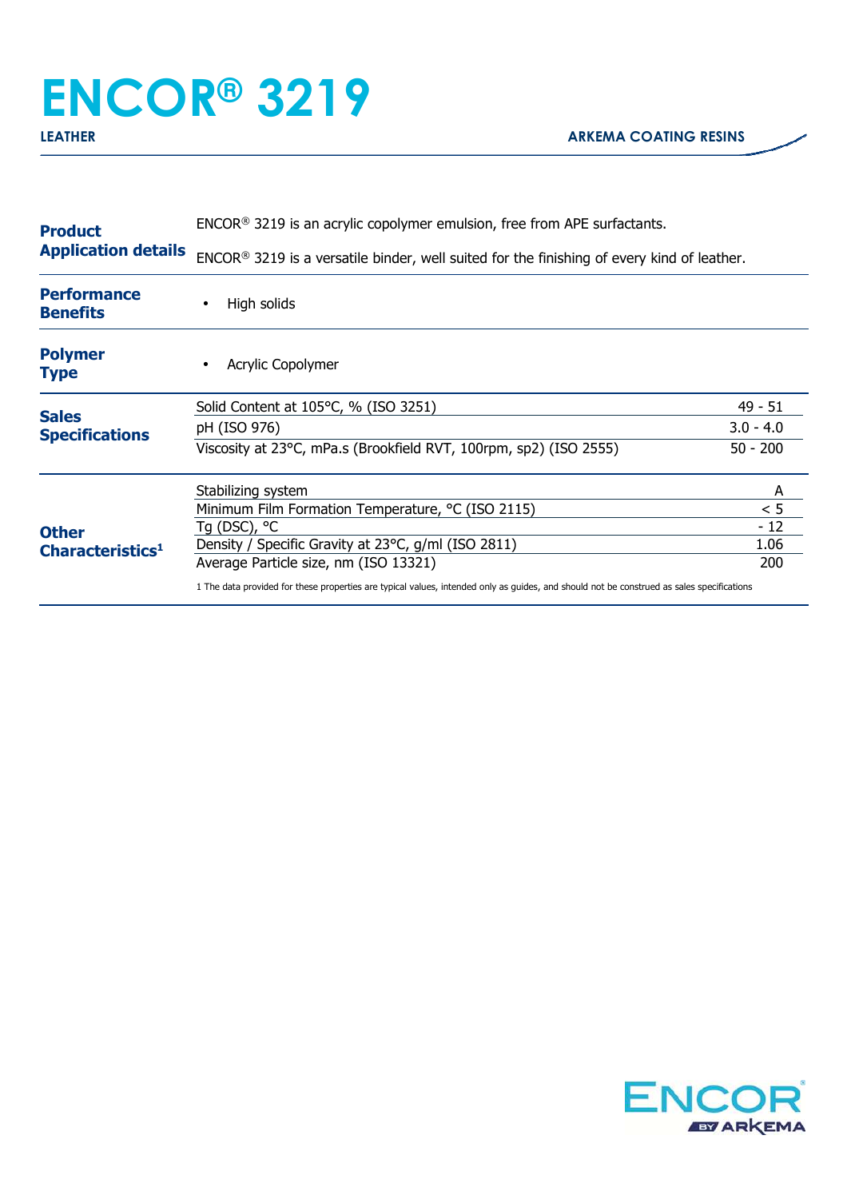# ENCOR® 3219

**LEATHER** — **ARKEMA COATING RESINS**

## Product Application details

ENCOR® 3219 is an acrylic copolymer emulsion, free from APE surfactants.

ENCOR® 3219 is a versatile binder, well suited for the finishing of every kind of leather.

## Performance Benefits

- High solids

## Polymer Type

- Acrylic Copolymer

## Sales Specifications

| Property | Value |
|---|---|
| Solid Content at 105°C, % (ISO 3251) | 49 - 51 |
| pH (ISO 976) | 3.0 - 4.0 |
| Viscosity at 23°C, mPa.s (Brookfield RVT, 100rpm, sp2) (ISO 2555) | 50 - 200 |

## Other Characteristics[1]

| Property | Value |
|---|---|
| Stabilizing system | A |
| Minimum Film Formation Temperature, °C (ISO 2115) | < 5 |
| Tg (DSC), °C | - 12 |
| Density / Specific Gravity at 23°C, g/ml (ISO 2811) | 1.06 |
| Average Particle size, nm (ISO 13321) | 200 |

1 The data provided for these properties are typical values, intended only as guides, and should not be construed as sales specifications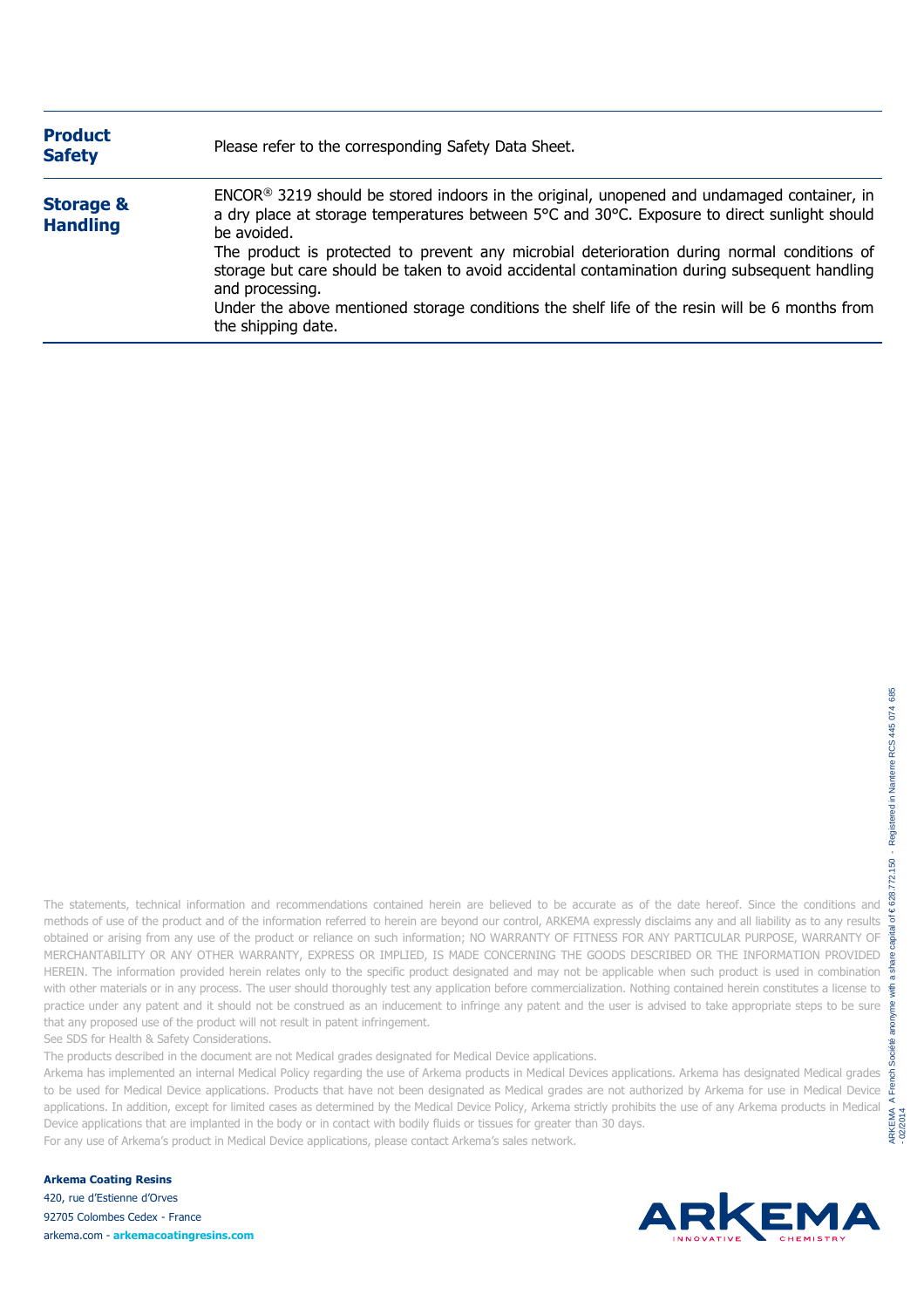| | |
|---|---|
| **Product Safety** | Please refer to the corresponding Safety Data Sheet. |
| **Storage & Handling** | ENCOR® 3219 should be stored indoors in the original, unopened and undamaged container, in a dry place at storage temperatures between 5°C and 30°C. Exposure to direct sunlight should be avoided.<br>The product is protected to prevent any microbial deterioration during normal conditions of storage but care should be taken to avoid accidental contamination during subsequent handling and processing.<br>Under the above mentioned storage conditions the shelf life of the resin will be 6 months from the shipping date. |

The statements, technical information and recommendations contained herein are believed to be accurate as of the date hereof. Since the conditions and methods of use of the product and of the information referred to herein are beyond our control, ARKEMA expressly disclaims any and all liability as to any results obtained or arising from any use of the product or reliance on such information; NO WARRANTY OF FITNESS FOR ANY PARTICULAR PURPOSE, WARRANTY OF MERCHANTABILITY OR ANY OTHER WARRANTY, EXPRESS OR IMPLIED, IS MADE CONCERNING THE GOODS DESCRIBED OR THE INFORMATION PROVIDED HEREIN. The information provided herein relates only to the specific product designated and may not be applicable when such product is used in combination with other materials or in any process. The user should thoroughly test any application before commercialization. Nothing contained herein constitutes a license to practice under any patent and it should not be construed as an inducement to infringe any patent and the user is advised to take appropriate steps to be sure that any proposed use of the product will not result in patent infringement.
See SDS for Health & Safety Considerations.

The products described in the document are not Medical grades designated for Medical Device applications.

Arkema has implemented an internal Medical Policy regarding the use of Arkema products in Medical Devices applications. Arkema has designated Medical grades to be used for Medical Device applications. Products that have not been designated as Medical grades are not authorized by Arkema for use in Medical Device applications. In addition, except for limited cases as determined by the Medical Device Policy, Arkema strictly prohibits the use of any Arkema products in Medical Device applications that are implanted in the body or in contact with bodily fluids or tissues for greater than 30 days.

For any use of Arkema's product in Medical Device applications, please contact Arkema's sales network.

ARKEMA A French Société anonyme with a share capital of € 628.772.150 - Registered in Nanterre RCS 445 074 685 - 02/2014

**Arkema Coating Resins**
420, rue d'Estienne d'Orves
92705 Colombes Cedex - France
arkema.com - **arkemacoatingresins.com**

ARKEMA
INNOVATIVE CHEMISTRY